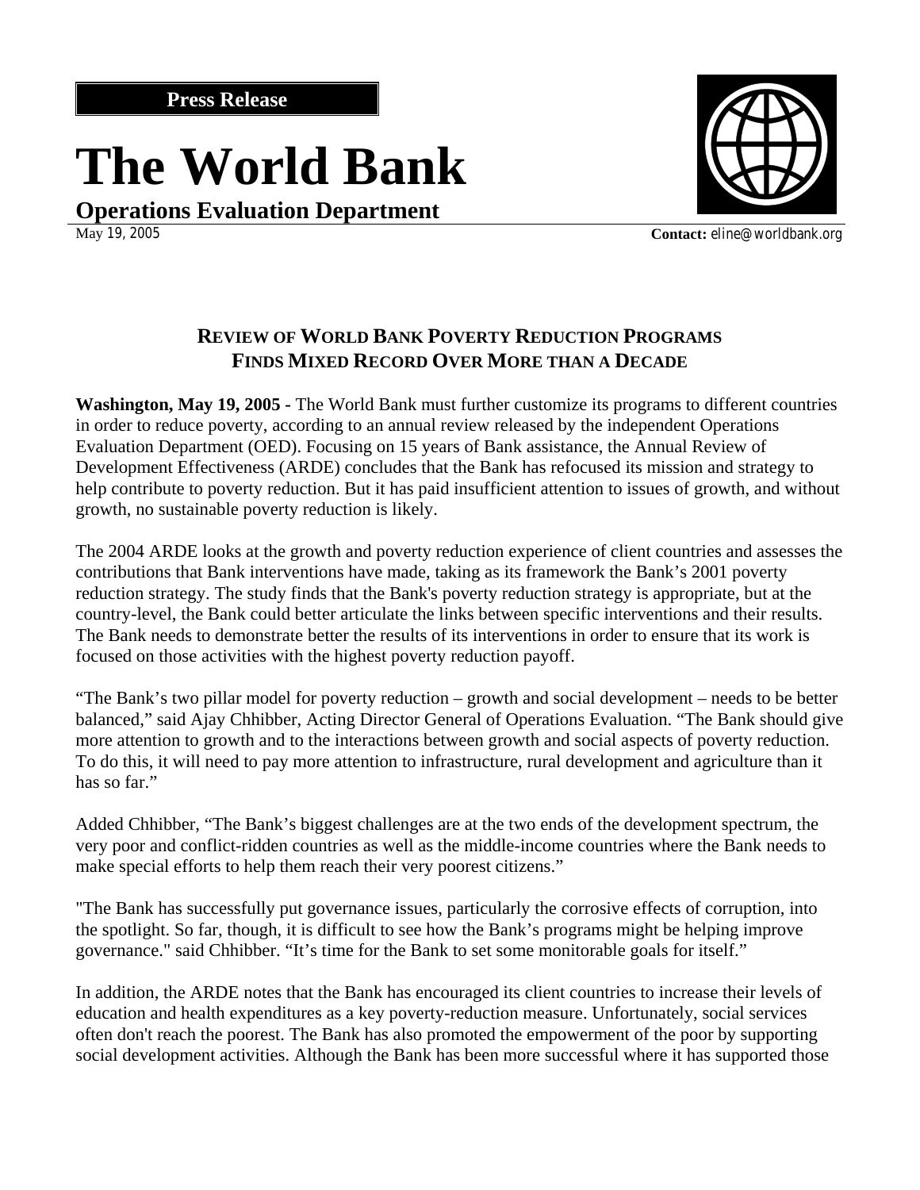**Press Release**

# The World Bank

## Operations Evaluation Department

May 19, 2005

**Contact:** eline@worldbank.org

### REVIEW OF WORLD BANK POVERTY REDUCTION PROGRAMS FINDS MIXED RECORD OVER MORE THAN A DECADE

**Washington, May 19, 2005 -** The World Bank must further customize its programs to different countries in order to reduce poverty, according to an annual review released by the independent Operations Evaluation Department (OED). Focusing on 15 years of Bank assistance, the Annual Review of Development Effectiveness (ARDE) concludes that the Bank has refocused its mission and strategy to help contribute to poverty reduction. But it has paid insufficient attention to issues of growth, and without growth, no sustainable poverty reduction is likely.

The 2004 ARDE looks at the growth and poverty reduction experience of client countries and assesses the contributions that Bank interventions have made, taking as its framework the Bank's 2001 poverty reduction strategy. The study finds that the Bank's poverty reduction strategy is appropriate, but at the country-level, the Bank could better articulate the links between specific interventions and their results. The Bank needs to demonstrate better the results of its interventions in order to ensure that its work is focused on those activities with the highest poverty reduction payoff.

"The Bank's two pillar model for poverty reduction – growth and social development – needs to be better balanced," said Ajay Chhibber, Acting Director General of Operations Evaluation. "The Bank should give more attention to growth and to the interactions between growth and social aspects of poverty reduction. To do this, it will need to pay more attention to infrastructure, rural development and agriculture than it has so far."

Added Chhibber, "The Bank's biggest challenges are at the two ends of the development spectrum, the very poor and conflict-ridden countries as well as the middle-income countries where the Bank needs to make special efforts to help them reach their very poorest citizens."

"The Bank has successfully put governance issues, particularly the corrosive effects of corruption, into the spotlight. So far, though, it is difficult to see how the Bank's programs might be helping improve governance." said Chhibber. "It's time for the Bank to set some monitorable goals for itself."

In addition, the ARDE notes that the Bank has encouraged its client countries to increase their levels of education and health expenditures as a key poverty-reduction measure. Unfortunately, social services often don't reach the poorest. The Bank has also promoted the empowerment of the poor by supporting social development activities. Although the Bank has been more successful where it has supported those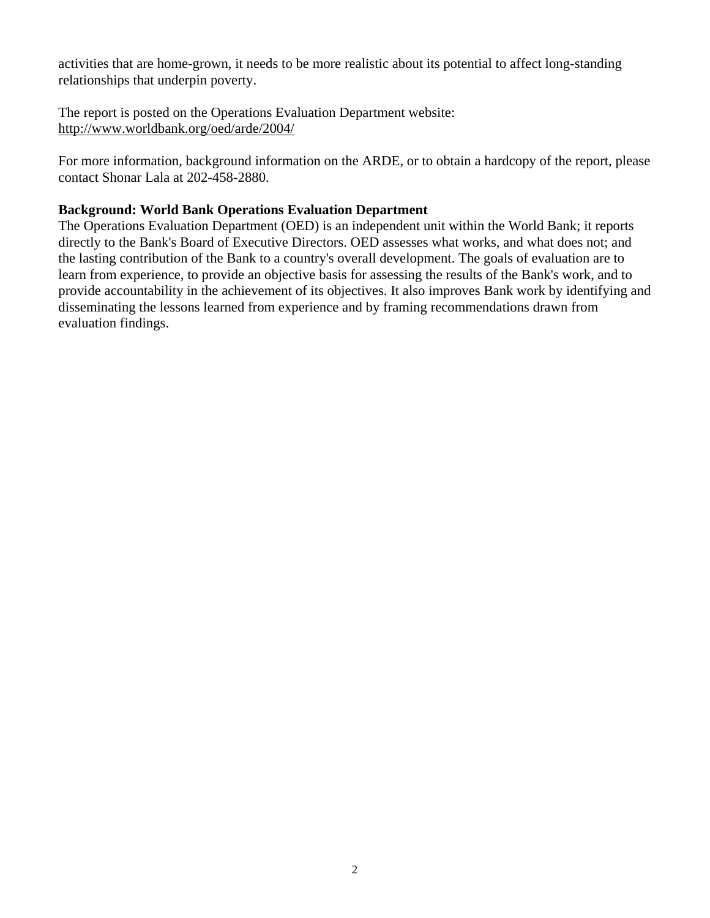activities that are home-grown, it needs to be more realistic about its potential to affect long-standing relationships that underpin poverty.

The report is posted on the Operations Evaluation Department website:
http://www.worldbank.org/oed/arde/2004/

For more information, background information on the ARDE, or to obtain a hardcopy of the report, please contact Shonar Lala at 202-458-2880.

**Background: World Bank Operations Evaluation Department**

The Operations Evaluation Department (OED) is an independent unit within the World Bank; it reports directly to the Bank's Board of Executive Directors. OED assesses what works, and what does not; and the lasting contribution of the Bank to a country's overall development. The goals of evaluation are to learn from experience, to provide an objective basis for assessing the results of the Bank's work, and to provide accountability in the achievement of its objectives. It also improves Bank work by identifying and disseminating the lessons learned from experience and by framing recommendations drawn from evaluation findings.